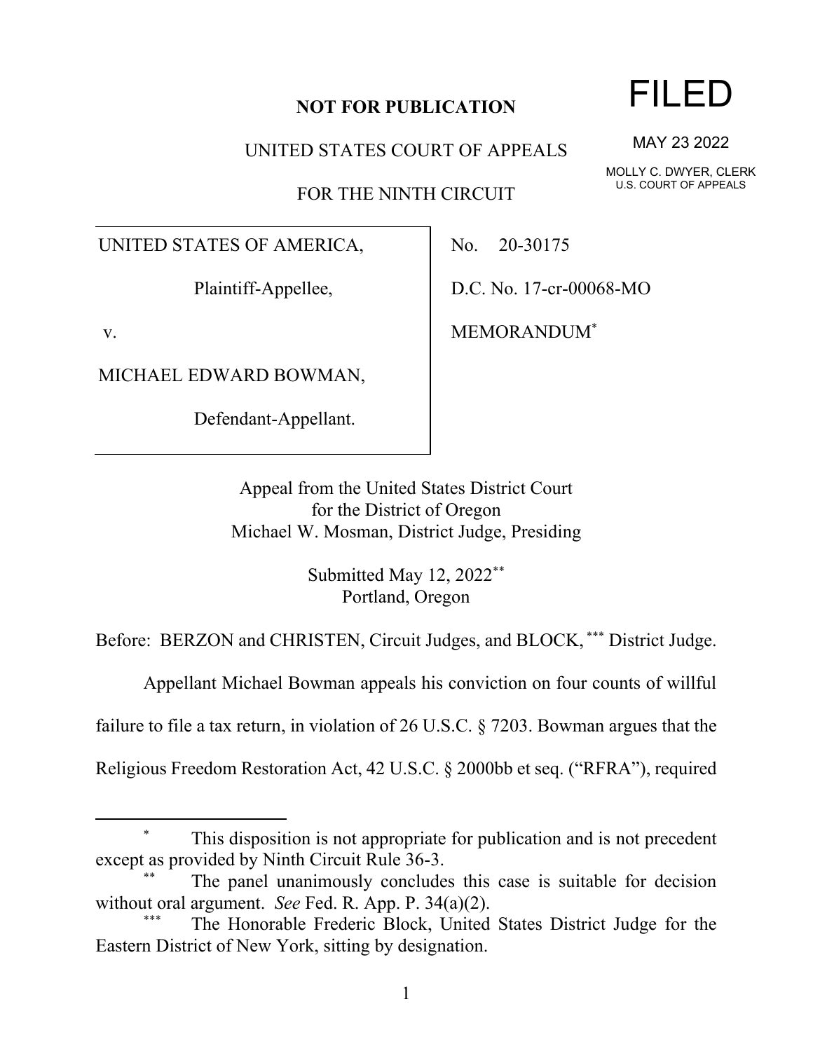**NOT FOR PUBLICATION**

UNITED STATES COURT OF APPEALS

FOR THE NINTH CIRCUIT

FILED

MAY 23 2022

MOLLY C. DWYER, CLERK
U.S. COURT OF APPEALS

UNITED STATES OF AMERICA,

Plaintiff-Appellee,

v.

MICHAEL EDWARD BOWMAN,

Defendant-Appellant.

No. 20-30175

D.C. No. 17-cr-00068-MO

MEMORANDUM[*]

Appeal from the United States District Court
for the District of Oregon
Michael W. Mosman, District Judge, Presiding

Submitted May 12, 2022[**]
Portland, Oregon

Before: BERZON and CHRISTEN, Circuit Judges, and BLOCK, [***] District Judge.

Appellant Michael Bowman appeals his conviction on four counts of willful failure to file a tax return, in violation of 26 U.S.C. § 7203. Bowman argues that the Religious Freedom Restoration Act, 42 U.S.C. § 2000bb et seq. ("RFRA"), required

---

[*] This disposition is not appropriate for publication and is not precedent except as provided by Ninth Circuit Rule 36-3.

[**] The panel unanimously concludes this case is suitable for decision without oral argument. *See* Fed. R. App. P. 34(a)(2).

[***] The Honorable Frederic Block, United States District Judge for the Eastern District of New York, sitting by designation.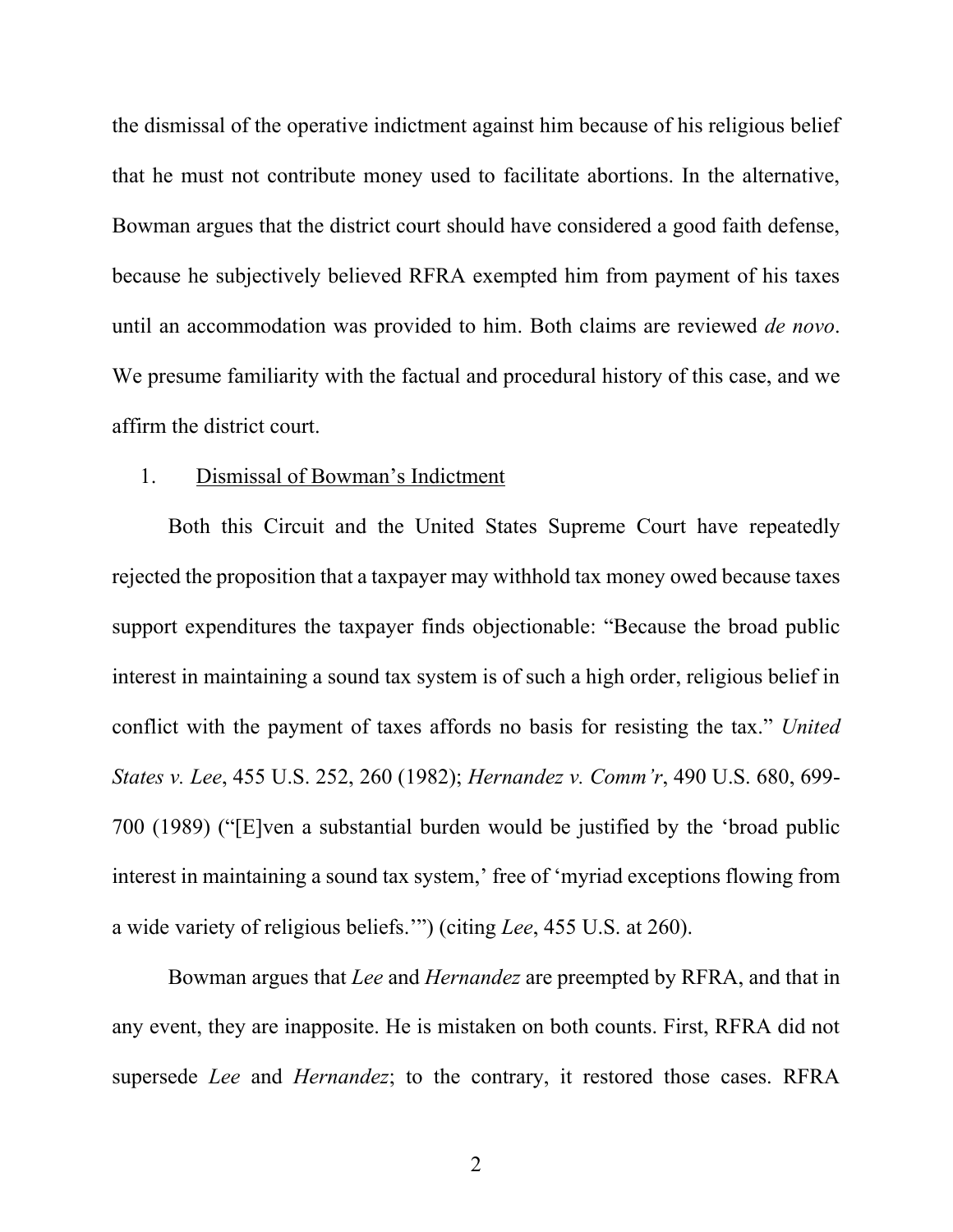the dismissal of the operative indictment against him because of his religious belief that he must not contribute money used to facilitate abortions. In the alternative, Bowman argues that the district court should have considered a good faith defense, because he subjectively believed RFRA exempted him from payment of his taxes until an accommodation was provided to him. Both claims are reviewed *de novo*. We presume familiarity with the factual and procedural history of this case, and we affirm the district court.

1. Dismissal of Bowman's Indictment

Both this Circuit and the United States Supreme Court have repeatedly rejected the proposition that a taxpayer may withhold tax money owed because taxes support expenditures the taxpayer finds objectionable: "Because the broad public interest in maintaining a sound tax system is of such a high order, religious belief in conflict with the payment of taxes affords no basis for resisting the tax." *United States v. Lee*, 455 U.S. 252, 260 (1982); *Hernandez v. Comm'r*, 490 U.S. 680, 699-700 (1989) ("[E]ven a substantial burden would be justified by the 'broad public interest in maintaining a sound tax system,' free of 'myriad exceptions flowing from a wide variety of religious beliefs.'") (citing *Lee*, 455 U.S. at 260).

Bowman argues that *Lee* and *Hernandez* are preempted by RFRA, and that in any event, they are inapposite. He is mistaken on both counts. First, RFRA did not supersede *Lee* and *Hernandez*; to the contrary, it restored those cases. RFRA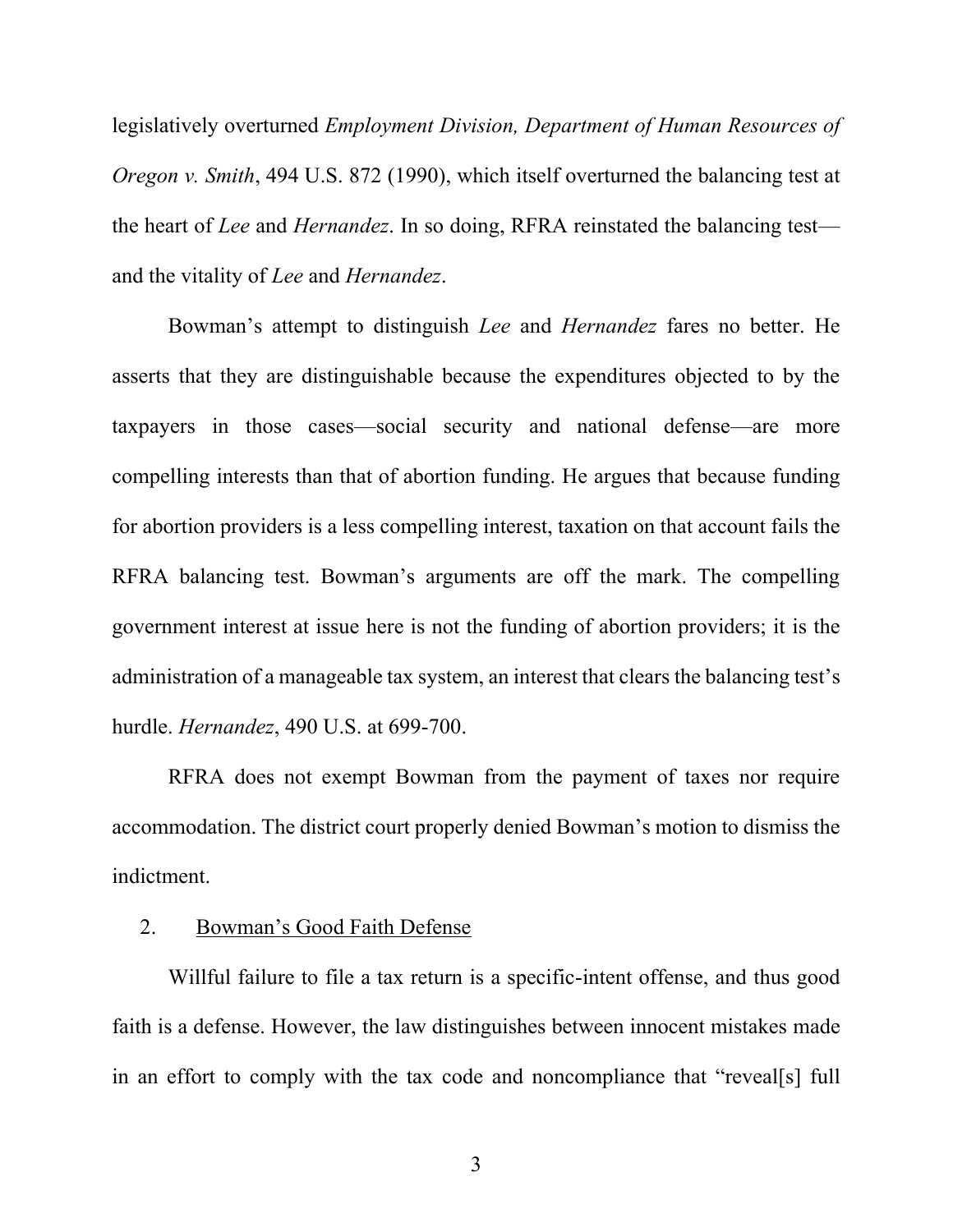legislatively overturned *Employment Division, Department of Human Resources of Oregon v. Smith*, 494 U.S. 872 (1990), which itself overturned the balancing test at the heart of *Lee* and *Hernandez*. In so doing, RFRA reinstated the balancing test—and the vitality of *Lee* and *Hernandez*.

Bowman's attempt to distinguish *Lee* and *Hernandez* fares no better. He asserts that they are distinguishable because the expenditures objected to by the taxpayers in those cases—social security and national defense—are more compelling interests than that of abortion funding. He argues that because funding for abortion providers is a less compelling interest, taxation on that account fails the RFRA balancing test. Bowman's arguments are off the mark. The compelling government interest at issue here is not the funding of abortion providers; it is the administration of a manageable tax system, an interest that clears the balancing test's hurdle. *Hernandez*, 490 U.S. at 699-700.

RFRA does not exempt Bowman from the payment of taxes nor require accommodation. The district court properly denied Bowman's motion to dismiss the indictment.

2. <u>Bowman's Good Faith Defense</u>

Willful failure to file a tax return is a specific-intent offense, and thus good faith is a defense. However, the law distinguishes between innocent mistakes made in an effort to comply with the tax code and noncompliance that "reveal[s] full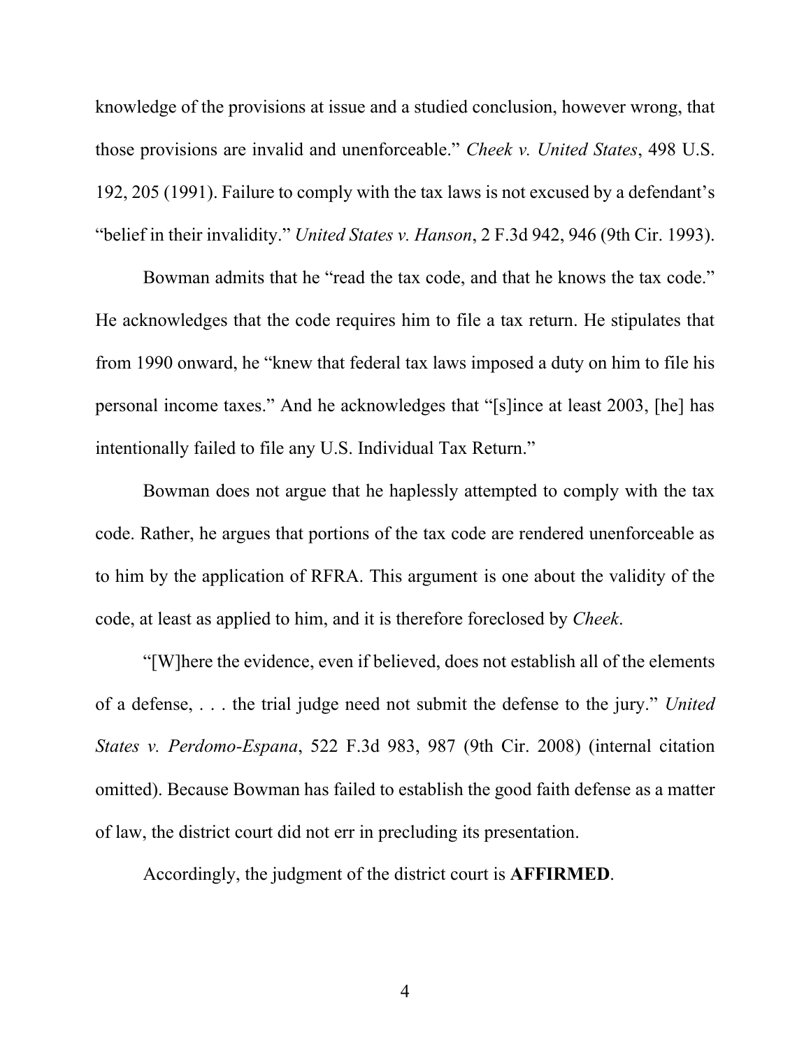knowledge of the provisions at issue and a studied conclusion, however wrong, that those provisions are invalid and unenforceable." *Cheek v. United States*, 498 U.S. 192, 205 (1991). Failure to comply with the tax laws is not excused by a defendant's "belief in their invalidity." *United States v. Hanson*, 2 F.3d 942, 946 (9th Cir. 1993).

Bowman admits that he "read the tax code, and that he knows the tax code." He acknowledges that the code requires him to file a tax return. He stipulates that from 1990 onward, he "knew that federal tax laws imposed a duty on him to file his personal income taxes." And he acknowledges that "[s]ince at least 2003, [he] has intentionally failed to file any U.S. Individual Tax Return."

Bowman does not argue that he haplessly attempted to comply with the tax code. Rather, he argues that portions of the tax code are rendered unenforceable as to him by the application of RFRA. This argument is one about the validity of the code, at least as applied to him, and it is therefore foreclosed by *Cheek*.

"[W]here the evidence, even if believed, does not establish all of the elements of a defense, . . . the trial judge need not submit the defense to the jury." *United States v. Perdomo-Espana*, 522 F.3d 983, 987 (9th Cir. 2008) (internal citation omitted). Because Bowman has failed to establish the good faith defense as a matter of law, the district court did not err in precluding its presentation.

Accordingly, the judgment of the district court is **AFFIRMED**.